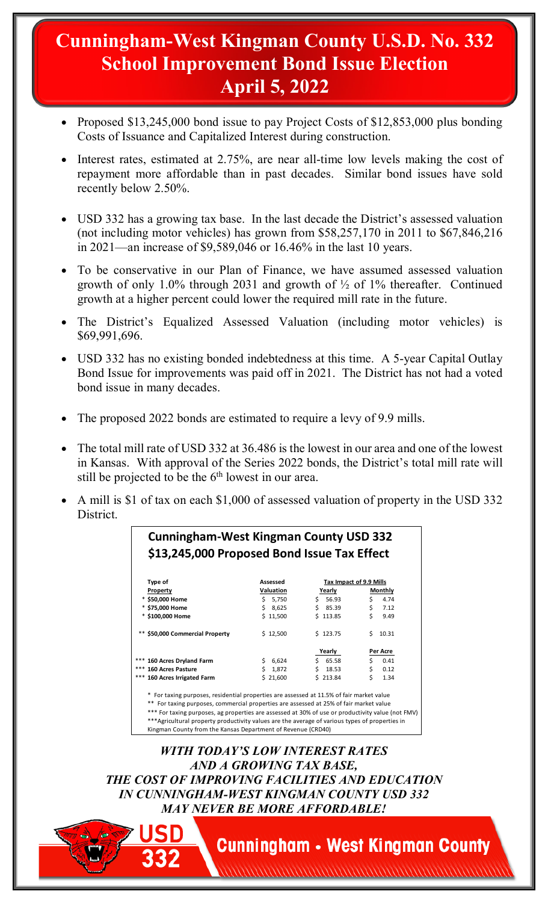# Cunningham-West Kingman County U.S.D. No. 332 School Improvement Bond Issue Election April 5, 2022

- Proposed $13,245,000 bond issue to pay Project Costs of $12,853,000 plus bonding Costs of Issuance and Capitalized Interest during construction.
- Interest rates, estimated at 2.75%, are near all-time low levels making the cost of repayment more affordable than in past decades. Similar bond issues have sold recently below 2.50%.
- USD 332 has a growing tax base. In the last decade the District's assessed valuation (not including motor vehicles) has grown from $58,257,170 in 2011 to $67,846,216 in 2021—an increase of $9,589,046 or 16.46% in the last 10 years.
- To be conservative in our Plan of Finance, we have assumed assessed valuation growth of only 1.0% through 2031 and growth of ½ of 1% thereafter. Continued growth at a higher percent could lower the required mill rate in the future.
- The District's Equalized Assessed Valuation (including motor vehicles) is $69,991,696.
- USD 332 has no existing bonded indebtedness at this time. A 5-year Capital Outlay Bond Issue for improvements was paid off in 2021. The District has not had a voted bond issue in many decades.
- The proposed 2022 bonds are estimated to require a levy of 9.9 mills.
- The total mill rate of USD 332 at 36.486 is the lowest in our area and one of the lowest in Kansas. With approval of the Series 2022 bonds, the District's total mill rate will still be projected to be the 6th lowest in our area.
- A mill is $1 of tax on each $1,000 of assessed valuation of property in the USD 332 District.

## Cunningham-West Kingman County USD 332 $13,245,000 Proposed Bond Issue Tax Effect

| Type of Property | Assessed Valuation | Tax Impact of 9.9 Mills | |
|---|---|---|---|
| | | Yearly | Monthly |
| * $50,000 Home | $ 5,750 | $ 56.93 | $ 4.74 |
| * $75,000 Home | $ 8,625 | $ 85.39 | $ 7.12 |
| * $100,000 Home | $ 11,500 | $ 113.85 | $ 9.49 |
| ** $50,000 Commercial Property | $ 12,500 | $ 123.75 | $ 10.31 |
| | | Yearly | Per Acre |
| *** 160 Acres Dryland Farm | $ 6,624 | $ 65.58 | $ 0.41 |
| *** 160 Acres Pasture | $ 1,872 | $ 18.53 | $ 0.12 |
| *** 160 Acres Irrigated Farm | $ 21,600 | $ 213.84 | $ 1.34 |

\* For taxing purposes, residential properties are assessed at 11.5% of fair market value

** For taxing purposes, commercial properties are assessed at 25% of fair market value

*** For taxing purposes, ag properties are assessed at 30% of use or productivity value (not FMV)

***Agricultural property productivity values are the average of various types of properties in Kingman County from the Kansas Department of Revenue (CRD40)

***WITH TODAY'S LOW INTEREST RATES AND A GROWING TAX BASE, THE COST OF IMPROVING FACILITIES AND EDUCATION IN CUNNINGHAM-WEST KINGMAN COUNTY USD 332 MAY NEVER BE MORE AFFORDABLE!***

USD 332 Cunningham • West Kingman County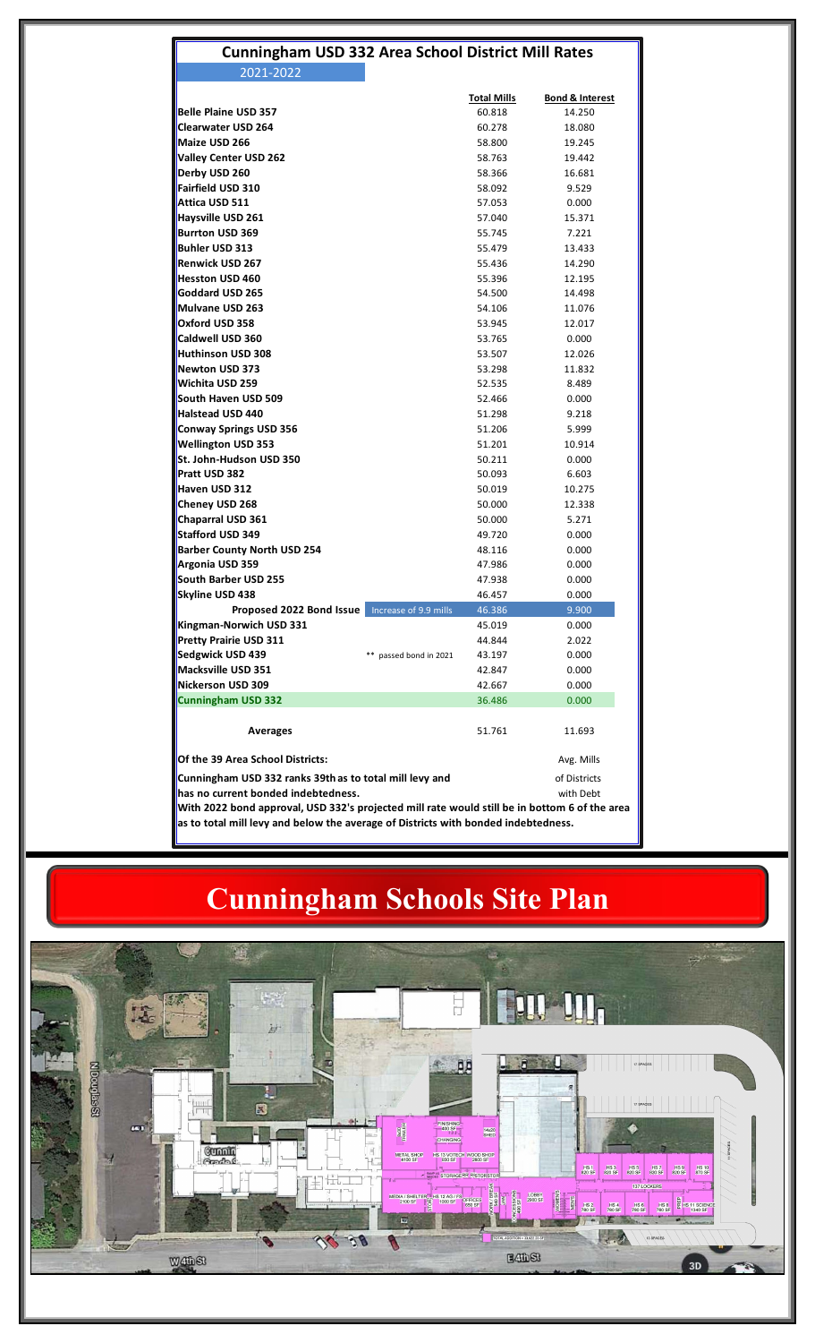## Cunningham USD 332 Area School District Mill Rates

2021-2022

| | | Total Mills | Bond & Interest |
|---|---|---|---|
| Belle Plaine USD 357 | | 60.818 | 14.250 |
| Clearwater USD 264 | | 60.278 | 18.080 |
| Maize USD 266 | | 58.800 | 19.245 |
| Valley Center USD 262 | | 58.763 | 19.442 |
| Derby USD 260 | | 58.366 | 16.681 |
| Fairfield USD 310 | | 58.092 | 9.529 |
| Attica USD 511 | | 57.053 | 0.000 |
| Haysville USD 261 | | 57.040 | 15.371 |
| Burrton USD 369 | | 55.745 | 7.221 |
| Buhler USD 313 | | 55.479 | 13.433 |
| Renwick USD 267 | | 55.436 | 14.290 |
| Hesston USD 460 | | 55.396 | 12.195 |
| Goddard USD 265 | | 54.500 | 14.498 |
| Mulvane USD 263 | | 54.106 | 11.076 |
| Oxford USD 358 | | 53.945 | 12.017 |
| Caldwell USD 360 | | 53.765 | 0.000 |
| Huthinson USD 308 | | 53.507 | 12.026 |
| Newton USD 373 | | 53.298 | 11.832 |
| Wichita USD 259 | | 52.535 | 8.489 |
| South Haven USD 509 | | 52.466 | 0.000 |
| Halstead USD 440 | | 51.298 | 9.218 |
| Conway Springs USD 356 | | 51.206 | 5.999 |
| Wellington USD 353 | | 51.201 | 10.914 |
| St. John-Hudson USD 350 | | 50.211 | 0.000 |
| Pratt USD 382 | | 50.093 | 6.603 |
| Haven USD 312 | | 50.019 | 10.275 |
| Cheney USD 268 | | 50.000 | 12.338 |
| Chaparral USD 361 | | 50.000 | 5.271 |
| Stafford USD 349 | | 49.720 | 0.000 |
| Barber County North USD 254 | | 48.116 | 0.000 |
| Argonia USD 359 | | 47.986 | 0.000 |
| South Barber USD 255 | | 47.938 | 0.000 |
| Skyline USD 438 | | 46.457 | 0.000 |
| **Proposed 2022 Bond Issue** | Increase of 9.9 mills | 46.386 | 9.900 |
| Kingman-Norwich USD 331 | | 45.019 | 0.000 |
| Pretty Prairie USD 311 | | 44.844 | 2.022 |
| Sedgwick USD 439 | ** passed bond in 2021 | 43.197 | 0.000 |
| Macksville USD 351 | | 42.847 | 0.000 |
| Nickerson USD 309 | | 42.667 | 0.000 |
| Cunningham USD 332 | | 36.486 | 0.000 |
| **Averages** | | 51.761 | 11.693 |

**Of the 39 Area School Districts:** Avg. Mills of Districts with Debt

**Cunningham USD 332 ranks 39th as to total mill levy and has no current bonded indebtedness.**

**With 2022 bond approval, USD 332's projected mill rate would still be in bottom 6 of the area as to total mill levy and below the average of Districts with bonded indebtedness.**

# Cunningham Schools Site Plan